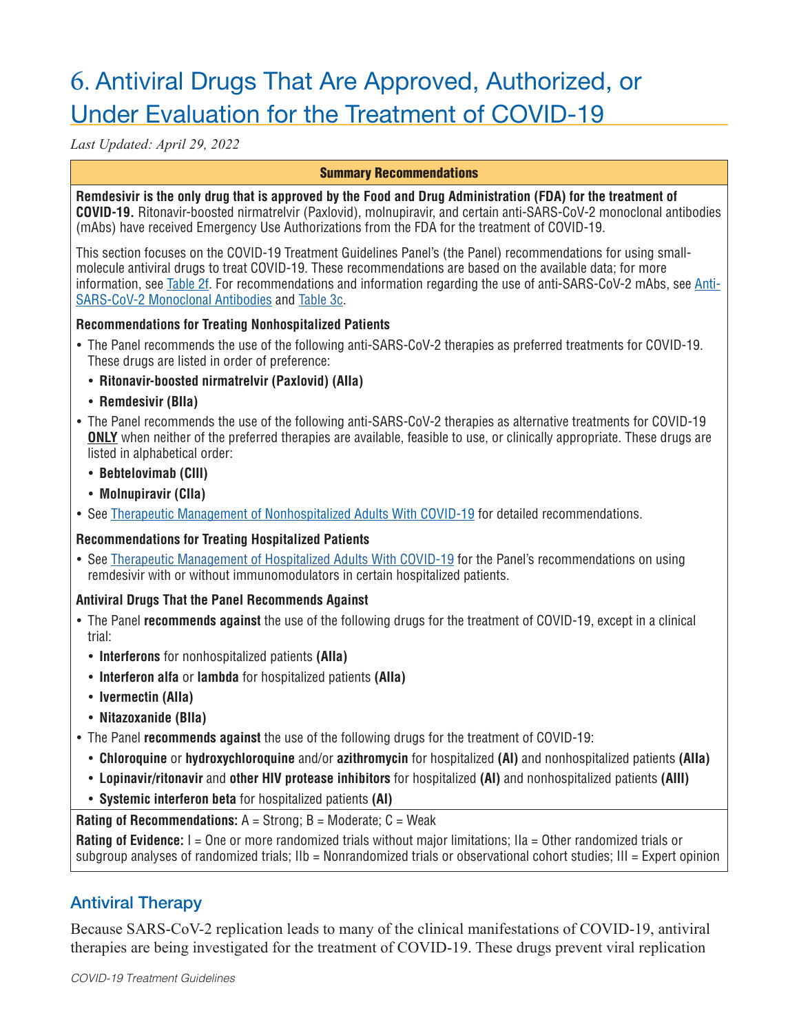# 6. Antiviral Drugs That Are Approved, Authorized, or Under Evaluation for the Treatment of COVID-19

*Last Updated: April 29, 2022*

**Summary Recommendations**

**Remdesivir is the only drug that is approved by the Food and Drug Administration (FDA) for the treatment of COVID-19.** Ritonavir-boosted nirmatrelvir (Paxlovid), molnupiravir, and certain anti-SARS-CoV-2 monoclonal antibodies (mAbs) have received Emergency Use Authorizations from the FDA for the treatment of COVID-19.

This section focuses on the COVID-19 Treatment Guidelines Panel's (the Panel) recommendations for using small-molecule antiviral drugs to treat COVID-19. These recommendations are based on the available data; for more information, see Table 2f. For recommendations and information regarding the use of anti-SARS-CoV-2 mAbs, see Anti-SARS-CoV-2 Monoclonal Antibodies and Table 3c.

**Recommendations for Treating Nonhospitalized Patients**

- The Panel recommends the use of the following anti-SARS-CoV-2 therapies as preferred treatments for COVID-19. These drugs are listed in order of preference:
  - **Ritonavir-boosted nirmatrelvir (Paxlovid) (AIIa)**
  - **Remdesivir (BIIa)**
- The Panel recommends the use of the following anti-SARS-CoV-2 therapies as alternative treatments for COVID-19 **ONLY** when neither of the preferred therapies are available, feasible to use, or clinically appropriate. These drugs are listed in alphabetical order:
  - **Bebtelovimab (CIII)**
  - **Molnupiravir (CIIa)**
- See Therapeutic Management of Nonhospitalized Adults With COVID-19 for detailed recommendations.

**Recommendations for Treating Hospitalized Patients**

- See Therapeutic Management of Hospitalized Adults With COVID-19 for the Panel's recommendations on using remdesivir with or without immunomodulators in certain hospitalized patients.

**Antiviral Drugs That the Panel Recommends Against**

- The Panel **recommends against** the use of the following drugs for the treatment of COVID-19, except in a clinical trial:
  - **Interferons** for nonhospitalized patients **(AIIa)**
  - **Interferon alfa** or **lambda** for hospitalized patients **(AIIa)**
  - **Ivermectin (AIIa)**
  - **Nitazoxanide (BIIa)**
- The Panel **recommends against** the use of the following drugs for the treatment of COVID-19:
  - **Chloroquine** or **hydroxychloroquine** and/or **azithromycin** for hospitalized **(AI)** and nonhospitalized patients **(AIIa)**
  - **Lopinavir/ritonavir** and **other HIV protease inhibitors** for hospitalized **(AI)** and nonhospitalized patients **(AIII)**
  - **Systemic interferon beta** for hospitalized patients **(AI)**

**Rating of Recommendations:** A = Strong; B = Moderate; C = Weak

**Rating of Evidence:** I = One or more randomized trials without major limitations; IIa = Other randomized trials or subgroup analyses of randomized trials; IIb = Nonrandomized trials or observational cohort studies; III = Expert opinion

## Antiviral Therapy

Because SARS-CoV-2 replication leads to many of the clinical manifestations of COVID-19, antiviral therapies are being investigated for the treatment of COVID-19. These drugs prevent viral replication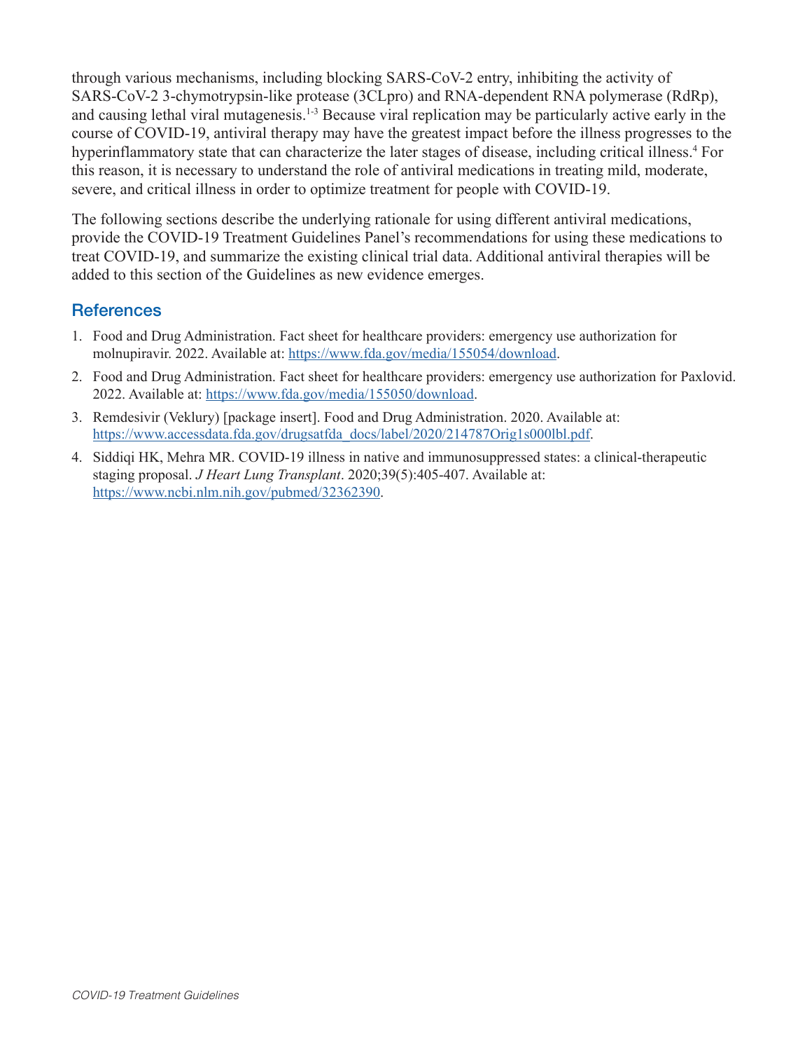through various mechanisms, including blocking SARS-CoV-2 entry, inhibiting the activity of SARS-CoV-2 3-chymotrypsin-like protease (3CLpro) and RNA-dependent RNA polymerase (RdRp), and causing lethal viral mutagenesis.[1-3] Because viral replication may be particularly active early in the course of COVID-19, antiviral therapy may have the greatest impact before the illness progresses to the hyperinflammatory state that can characterize the later stages of disease, including critical illness.[4] For this reason, it is necessary to understand the role of antiviral medications in treating mild, moderate, severe, and critical illness in order to optimize treatment for people with COVID-19.

The following sections describe the underlying rationale for using different antiviral medications, provide the COVID-19 Treatment Guidelines Panel's recommendations for using these medications to treat COVID-19, and summarize the existing clinical trial data. Additional antiviral therapies will be added to this section of the Guidelines as new evidence emerges.

## References

1. Food and Drug Administration. Fact sheet for healthcare providers: emergency use authorization for molnupiravir. 2022. Available at: https://www.fda.gov/media/155054/download.
2. Food and Drug Administration. Fact sheet for healthcare providers: emergency use authorization for Paxlovid. 2022. Available at: https://www.fda.gov/media/155050/download.
3. Remdesivir (Veklury) [package insert]. Food and Drug Administration. 2020. Available at: https://www.accessdata.fda.gov/drugsatfda_docs/label/2020/214787Orig1s000lbl.pdf.
4. Siddiqi HK, Mehra MR. COVID-19 illness in native and immunosuppressed states: a clinical-therapeutic staging proposal. *J Heart Lung Transplant*. 2020;39(5):405-407. Available at: https://www.ncbi.nlm.nih.gov/pubmed/32362390.